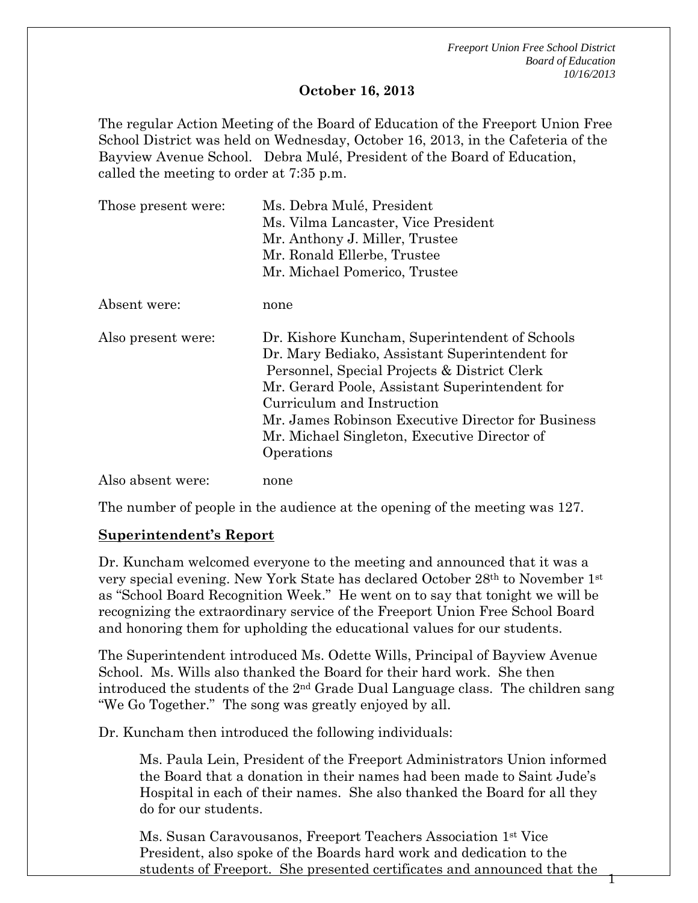**October 16, 2013**

The regular Action Meeting of the Board of Education of the Freeport Union Free School District was held on Wednesday, October 16, 2013, in the Cafeteria of the Bayview Avenue School. Debra Mulé, President of the Board of Education, called the meeting to order at 7:35 p.m.

| | |
|---|---|
| Those present were: | Ms. Debra Mulé, President<br>Ms. Vilma Lancaster, Vice President<br>Mr. Anthony J. Miller, Trustee<br>Mr. Ronald Ellerbe, Trustee<br>Mr. Michael Pomerico, Trustee |
| Absent were: | none |
| Also present were: | Dr. Kishore Kuncham, Superintendent of Schools<br>Dr. Mary Bediako, Assistant Superintendent for Personnel, Special Projects & District Clerk<br>Mr. Gerard Poole, Assistant Superintendent for Curriculum and Instruction<br>Mr. James Robinson Executive Director for Business<br>Mr. Michael Singleton, Executive Director of Operations |
| Also absent were: | none |

The number of people in the audience at the opening of the meeting was 127.

**Superintendent's Report**

Dr. Kuncham welcomed everyone to the meeting and announced that it was a very special evening. New York State has declared October 28th to November 1st as "School Board Recognition Week." He went on to say that tonight we will be recognizing the extraordinary service of the Freeport Union Free School Board and honoring them for upholding the educational values for our students.

The Superintendent introduced Ms. Odette Wills, Principal of Bayview Avenue School. Ms. Wills also thanked the Board for their hard work. She then introduced the students of the 2nd Grade Dual Language class. The children sang "We Go Together." The song was greatly enjoyed by all.

Dr. Kuncham then introduced the following individuals:

> Ms. Paula Lein, President of the Freeport Administrators Union informed the Board that a donation in their names had been made to Saint Jude's Hospital in each of their names. She also thanked the Board for all they do for our students.
>
> Ms. Susan Caravousanos, Freeport Teachers Association 1st Vice President, also spoke of the Boards hard work and dedication to the students of Freeport. She presented certificates and announced that the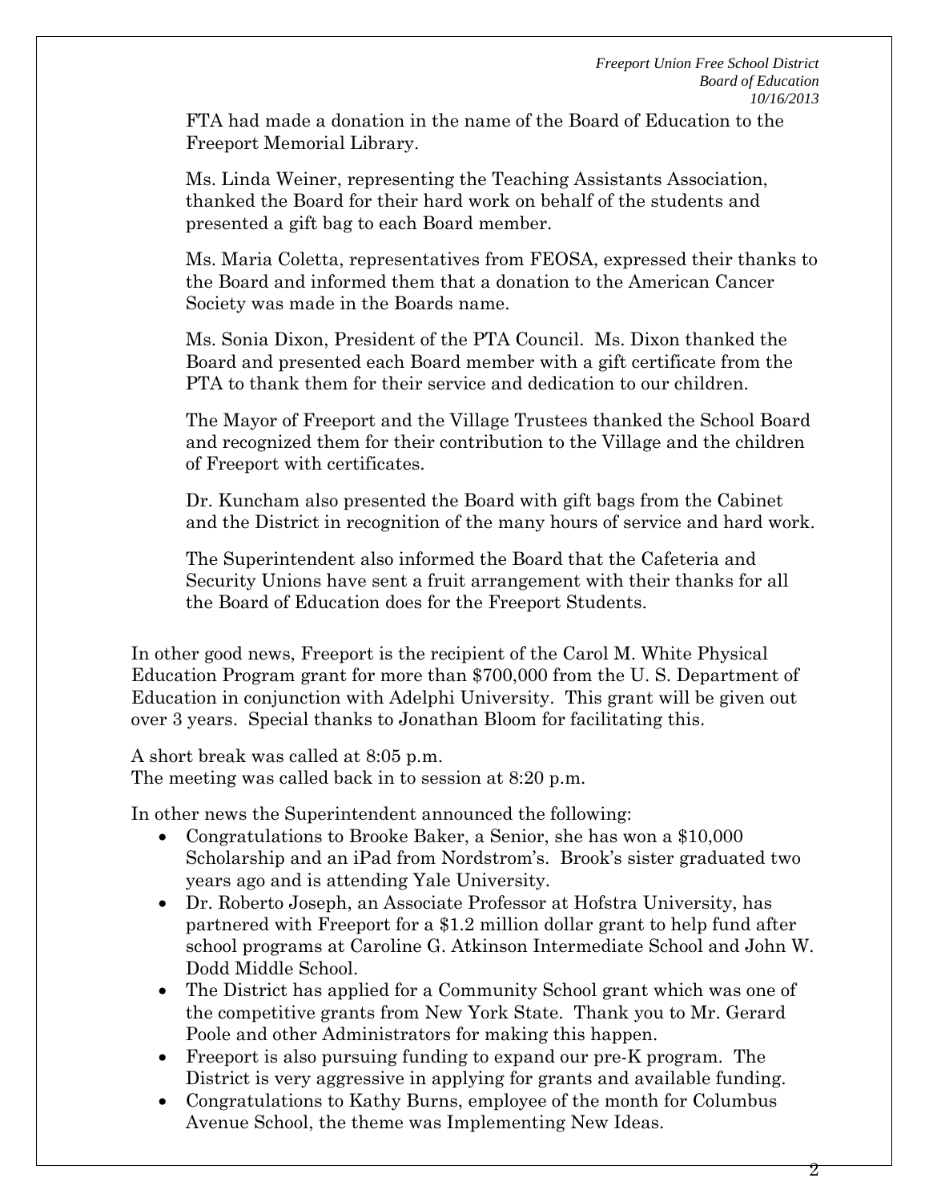FTA had made a donation in the name of the Board of Education to the Freeport Memorial Library.

Ms. Linda Weiner, representing the Teaching Assistants Association, thanked the Board for their hard work on behalf of the students and presented a gift bag to each Board member.

Ms. Maria Coletta, representatives from FEOSA, expressed their thanks to the Board and informed them that a donation to the American Cancer Society was made in the Boards name.

Ms. Sonia Dixon, President of the PTA Council. Ms. Dixon thanked the Board and presented each Board member with a gift certificate from the PTA to thank them for their service and dedication to our children.

The Mayor of Freeport and the Village Trustees thanked the School Board and recognized them for their contribution to the Village and the children of Freeport with certificates.

Dr. Kuncham also presented the Board with gift bags from the Cabinet and the District in recognition of the many hours of service and hard work.

The Superintendent also informed the Board that the Cafeteria and Security Unions have sent a fruit arrangement with their thanks for all the Board of Education does for the Freeport Students.

In other good news, Freeport is the recipient of the Carol M. White Physical Education Program grant for more than $700,000 from the U. S. Department of Education in conjunction with Adelphi University. This grant will be given out over 3 years. Special thanks to Jonathan Bloom for facilitating this.

A short break was called at 8:05 p.m.
The meeting was called back in to session at 8:20 p.m.

In other news the Superintendent announced the following:

- Congratulations to Brooke Baker, a Senior, she has won a $10,000 Scholarship and an iPad from Nordstrom's. Brook's sister graduated two years ago and is attending Yale University.
- Dr. Roberto Joseph, an Associate Professor at Hofstra University, has partnered with Freeport for a $1.2 million dollar grant to help fund after school programs at Caroline G. Atkinson Intermediate School and John W. Dodd Middle School.
- The District has applied for a Community School grant which was one of the competitive grants from New York State. Thank you to Mr. Gerard Poole and other Administrators for making this happen.
- Freeport is also pursuing funding to expand our pre-K program. The District is very aggressive in applying for grants and available funding.
- Congratulations to Kathy Burns, employee of the month for Columbus Avenue School, the theme was Implementing New Ideas.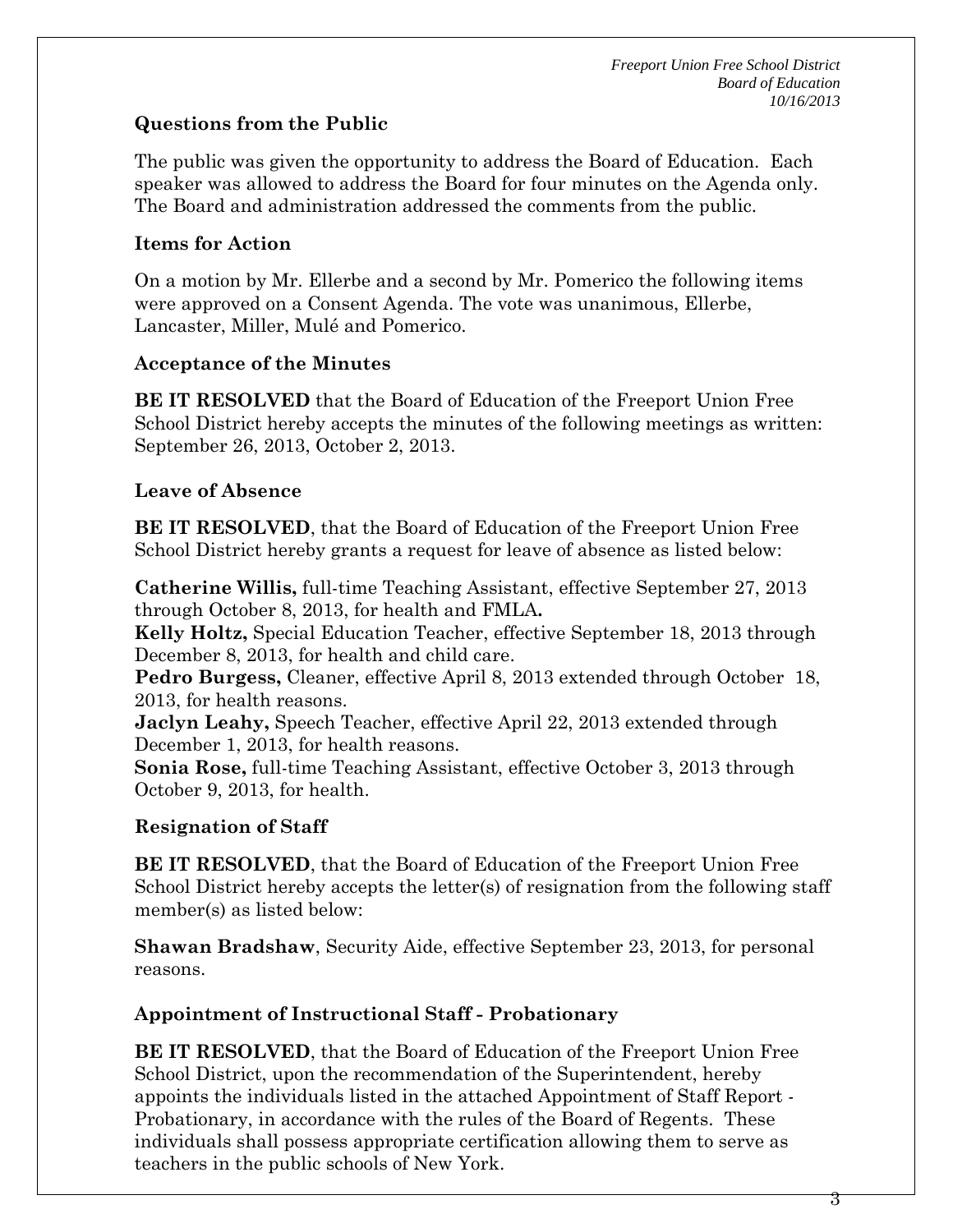## Questions from the Public

The public was given the opportunity to address the Board of Education. Each speaker was allowed to address the Board for four minutes on the Agenda only. The Board and administration addressed the comments from the public.

## Items for Action

On a motion by Mr. Ellerbe and a second by Mr. Pomerico the following items were approved on a Consent Agenda. The vote was unanimous, Ellerbe, Lancaster, Miller, Mulé and Pomerico.

## Acceptance of the Minutes

**BE IT RESOLVED** that the Board of Education of the Freeport Union Free School District hereby accepts the minutes of the following meetings as written: September 26, 2013, October 2, 2013.

## Leave of Absence

**BE IT RESOLVED**, that the Board of Education of the Freeport Union Free School District hereby grants a request for leave of absence as listed below:

**Catherine Willis,** full-time Teaching Assistant, effective September 27, 2013 through October 8, 2013, for health and FMLA**.**
**Kelly Holtz,** Special Education Teacher, effective September 18, 2013 through December 8, 2013, for health and child care.
**Pedro Burgess,** Cleaner, effective April 8, 2013 extended through October 18, 2013, for health reasons.
**Jaclyn Leahy,** Speech Teacher, effective April 22, 2013 extended through December 1, 2013, for health reasons.
**Sonia Rose,** full-time Teaching Assistant, effective October 3, 2013 through October 9, 2013, for health.

## Resignation of Staff

**BE IT RESOLVED**, that the Board of Education of the Freeport Union Free School District hereby accepts the letter(s) of resignation from the following staff member(s) as listed below:

**Shawan Bradshaw**, Security Aide, effective September 23, 2013, for personal reasons.

## Appointment of Instructional Staff - Probationary

**BE IT RESOLVED**, that the Board of Education of the Freeport Union Free School District, upon the recommendation of the Superintendent, hereby appoints the individuals listed in the attached Appointment of Staff Report - Probationary, in accordance with the rules of the Board of Regents. These individuals shall possess appropriate certification allowing them to serve as teachers in the public schools of New York.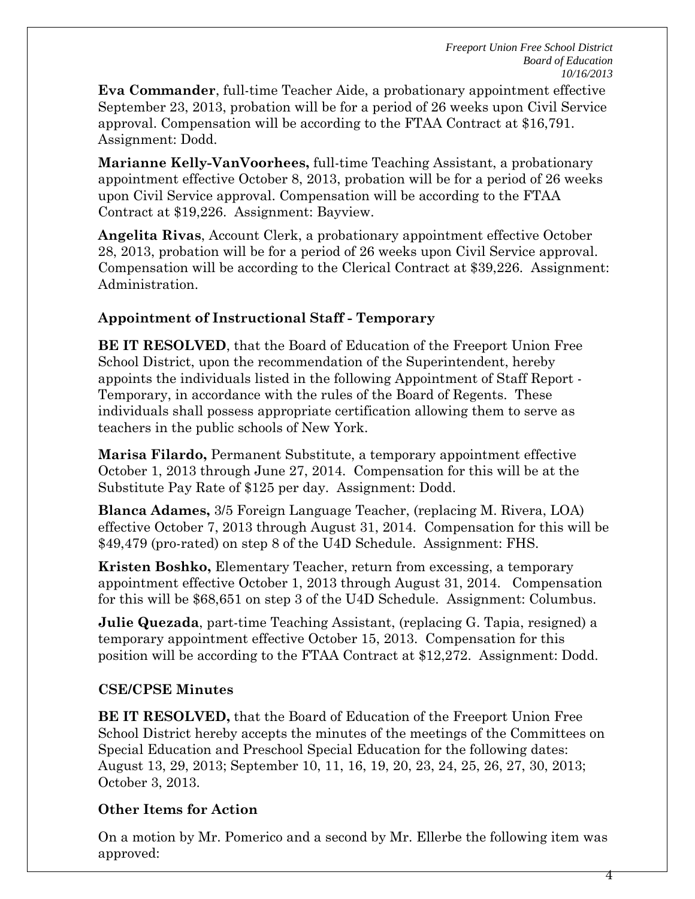**Eva Commander**, full-time Teacher Aide, a probationary appointment effective September 23, 2013, probation will be for a period of 26 weeks upon Civil Service approval. Compensation will be according to the FTAA Contract at $16,791. Assignment: Dodd.

**Marianne Kelly-VanVoorhees,** full-time Teaching Assistant, a probationary appointment effective October 8, 2013, probation will be for a period of 26 weeks upon Civil Service approval. Compensation will be according to the FTAA Contract at $19,226. Assignment: Bayview.

**Angelita Rivas**, Account Clerk, a probationary appointment effective October 28, 2013, probation will be for a period of 26 weeks upon Civil Service approval. Compensation will be according to the Clerical Contract at $39,226. Assignment: Administration.

### Appointment of Instructional Staff - Temporary

**BE IT RESOLVED**, that the Board of Education of the Freeport Union Free School District, upon the recommendation of the Superintendent, hereby appoints the individuals listed in the following Appointment of Staff Report - Temporary, in accordance with the rules of the Board of Regents. These individuals shall possess appropriate certification allowing them to serve as teachers in the public schools of New York.

**Marisa Filardo,** Permanent Substitute, a temporary appointment effective October 1, 2013 through June 27, 2014. Compensation for this will be at the Substitute Pay Rate of $125 per day. Assignment: Dodd.

**Blanca Adames,** 3/5 Foreign Language Teacher, (replacing M. Rivera, LOA) effective October 7, 2013 through August 31, 2014. Compensation for this will be $49,479 (pro-rated) on step 8 of the U4D Schedule. Assignment: FHS.

**Kristen Boshko,** Elementary Teacher, return from excessing, a temporary appointment effective October 1, 2013 through August 31, 2014. Compensation for this will be $68,651 on step 3 of the U4D Schedule. Assignment: Columbus.

**Julie Quezada**, part-time Teaching Assistant, (replacing G. Tapia, resigned) a temporary appointment effective October 15, 2013. Compensation for this position will be according to the FTAA Contract at $12,272. Assignment: Dodd.

### CSE/CPSE Minutes

**BE IT RESOLVED,** that the Board of Education of the Freeport Union Free School District hereby accepts the minutes of the meetings of the Committees on Special Education and Preschool Special Education for the following dates: August 13, 29, 2013; September 10, 11, 16, 19, 20, 23, 24, 25, 26, 27, 30, 2013; October 3, 2013.

### Other Items for Action

On a motion by Mr. Pomerico and a second by Mr. Ellerbe the following item was approved: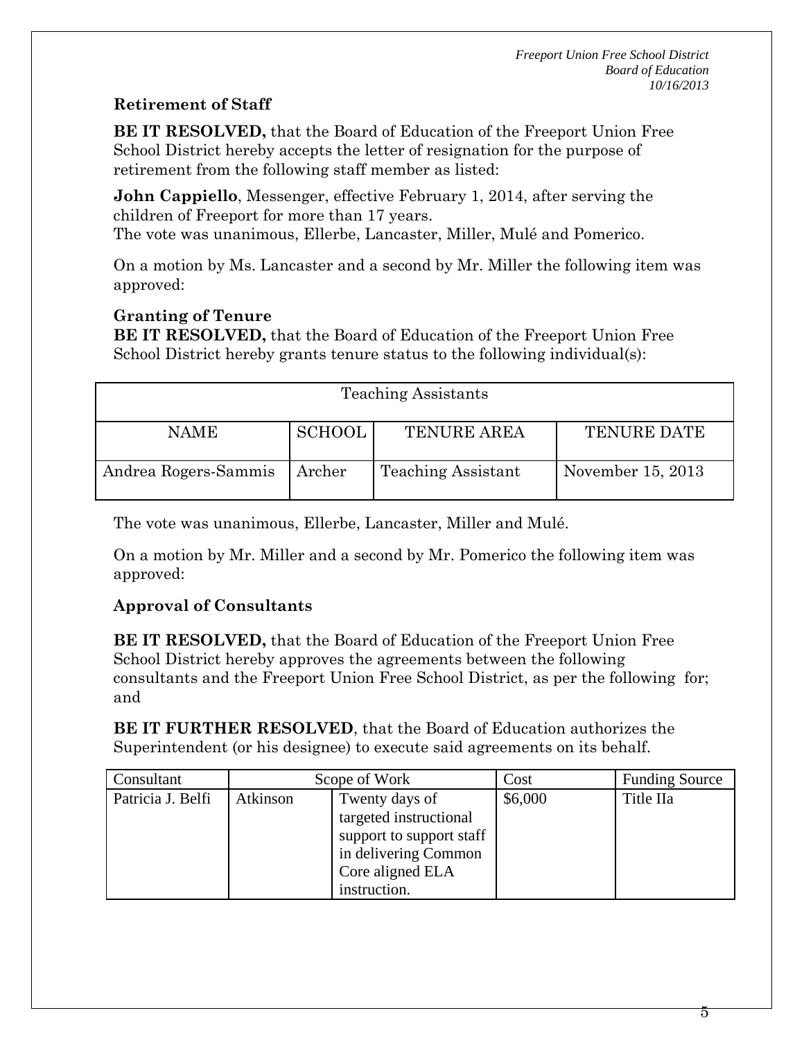### Retirement of Staff

**BE IT RESOLVED,** that the Board of Education of the Freeport Union Free School District hereby accepts the letter of resignation for the purpose of retirement from the following staff member as listed:

**John Cappiello**, Messenger, effective February 1, 2014, after serving the children of Freeport for more than 17 years.
The vote was unanimous, Ellerbe, Lancaster, Miller, Mulé and Pomerico.

On a motion by Ms. Lancaster and a second by Mr. Miller the following item was approved:

### Granting of Tenure

**BE IT RESOLVED,** that the Board of Education of the Freeport Union Free School District hereby grants tenure status to the following individual(s):

| Teaching Assistants | | | |
|---|---|---|---|
| NAME | SCHOOL | TENURE AREA | TENURE DATE |
| Andrea Rogers-Sammis | Archer | Teaching Assistant | November 15, 2013 |

The vote was unanimous, Ellerbe, Lancaster, Miller and Mulé.

On a motion by Mr. Miller and a second by Mr. Pomerico the following item was approved:

### Approval of Consultants

**BE IT RESOLVED,** that the Board of Education of the Freeport Union Free School District hereby approves the agreements between the following consultants and the Freeport Union Free School District, as per the following for; and

**BE IT FURTHER RESOLVED**, that the Board of Education authorizes the Superintendent (or his designee) to execute said agreements on its behalf.

| Consultant | Scope of Work | | Cost | Funding Source |
|---|---|---|---|---|
| Patricia J. Belfi | Atkinson | Twenty days of targeted instructional support to support staff in delivering Common Core aligned ELA instruction. | $6,000 | Title IIa |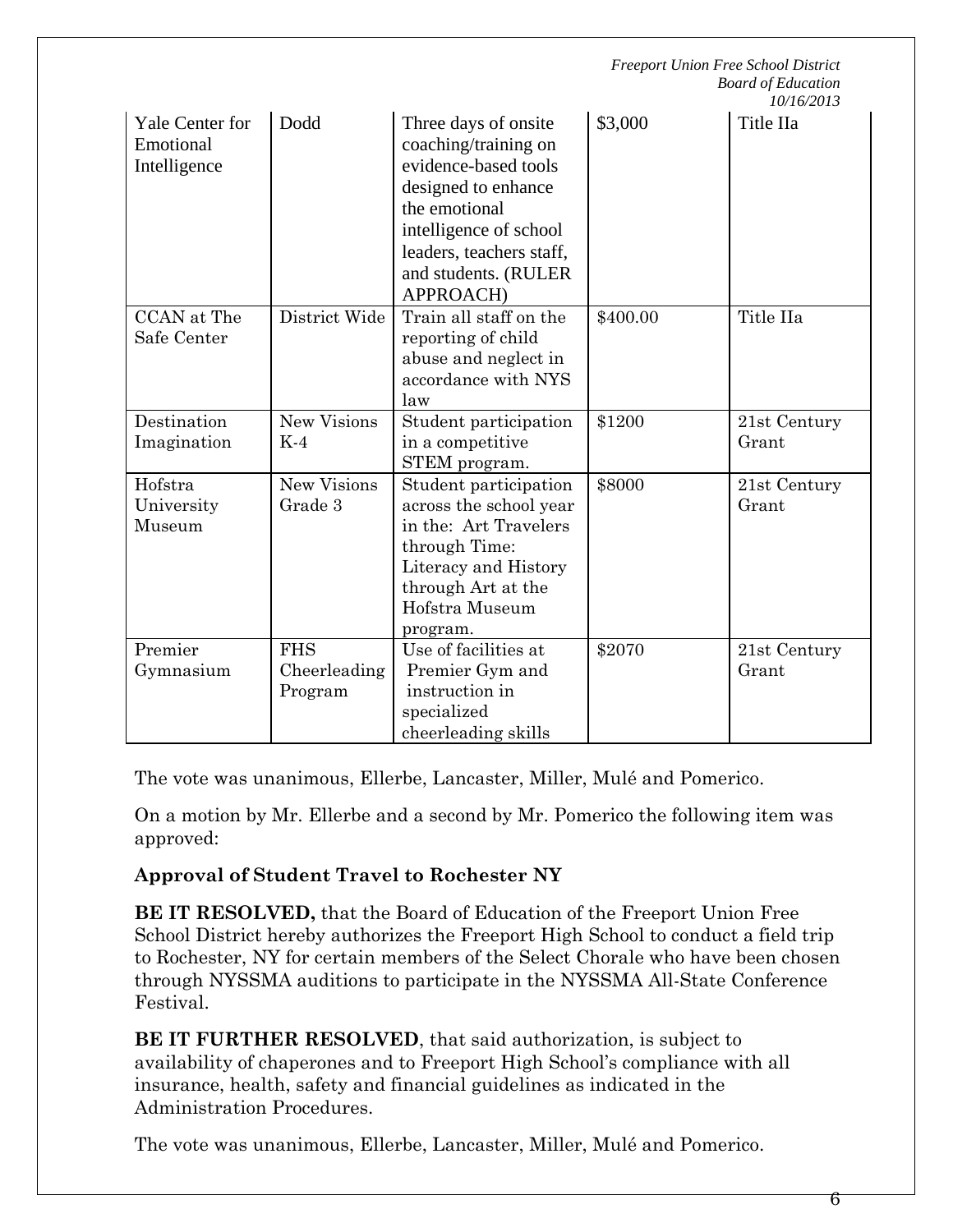| Yale Center for Emotional Intelligence | Dodd | Three days of onsite coaching/training on evidence-based tools designed to enhance the emotional intelligence of school leaders, teachers staff, and students. (RULER APPROACH) | $3,000 | Title IIa |
|---|---|---|---|---|
| CCAN at The Safe Center | District Wide | Train all staff on the reporting of child abuse and neglect in accordance with NYS law | $400.00 | Title IIa |
| Destination Imagination | New Visions K-4 | Student participation in a competitive STEM program. | $1200 | 21st Century Grant |
| Hofstra University Museum | New Visions Grade 3 | Student participation across the school year in the: Art Travelers through Time: Literacy and History through Art at the Hofstra Museum program. | $8000 | 21st Century Grant |
| Premier Gymnasium | FHS Cheerleading Program | Use of facilities at Premier Gym and instruction in specialized cheerleading skills | $2070 | 21st Century Grant |

The vote was unanimous, Ellerbe, Lancaster, Miller, Mulé and Pomerico.

On a motion by Mr. Ellerbe and a second by Mr. Pomerico the following item was approved:

**Approval of Student Travel to Rochester NY**

**BE IT RESOLVED,** that the Board of Education of the Freeport Union Free School District hereby authorizes the Freeport High School to conduct a field trip to Rochester, NY for certain members of the Select Chorale who have been chosen through NYSSMA auditions to participate in the NYSSMA All-State Conference Festival.

**BE IT FURTHER RESOLVED**, that said authorization, is subject to availability of chaperones and to Freeport High School's compliance with all insurance, health, safety and financial guidelines as indicated in the Administration Procedures.

The vote was unanimous, Ellerbe, Lancaster, Miller, Mulé and Pomerico.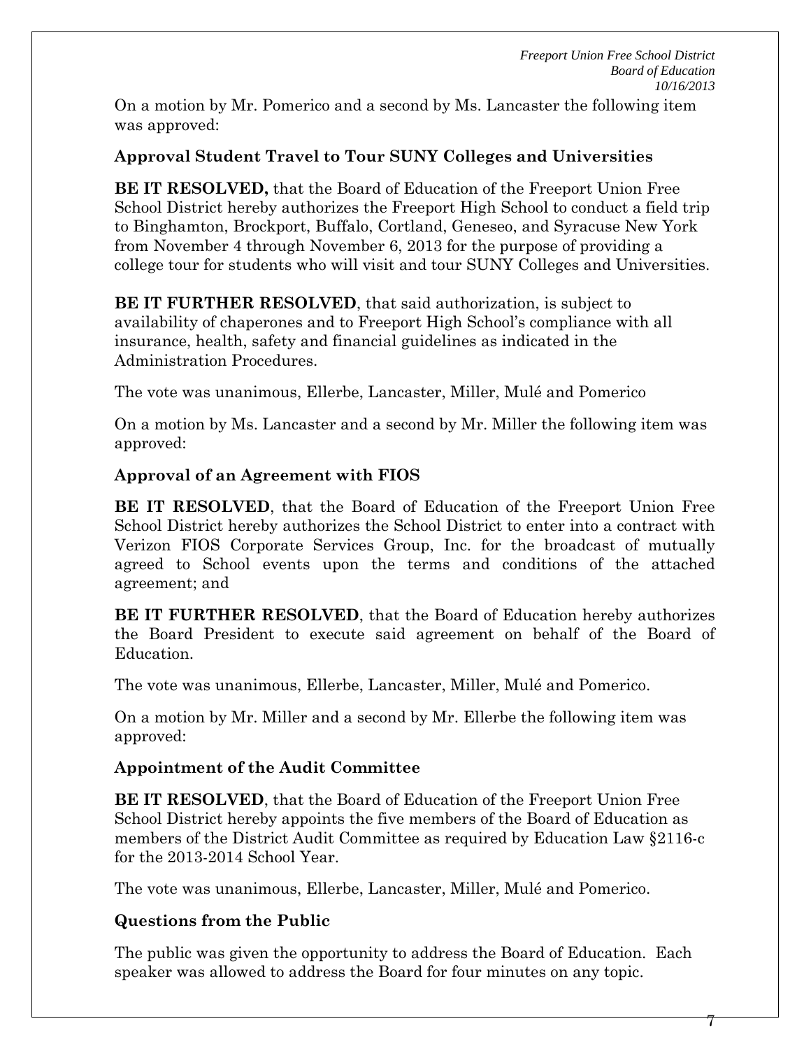On a motion by Mr. Pomerico and a second by Ms. Lancaster the following item was approved:

**Approval Student Travel to Tour SUNY Colleges and Universities**

**BE IT RESOLVED,** that the Board of Education of the Freeport Union Free School District hereby authorizes the Freeport High School to conduct a field trip to Binghamton, Brockport, Buffalo, Cortland, Geneseo, and Syracuse New York from November 4 through November 6, 2013 for the purpose of providing a college tour for students who will visit and tour SUNY Colleges and Universities.

**BE IT FURTHER RESOLVED**, that said authorization, is subject to availability of chaperones and to Freeport High School's compliance with all insurance, health, safety and financial guidelines as indicated in the Administration Procedures.

The vote was unanimous, Ellerbe, Lancaster, Miller, Mulé and Pomerico

On a motion by Ms. Lancaster and a second by Mr. Miller the following item was approved:

**Approval of an Agreement with FIOS**

**BE IT RESOLVED**, that the Board of Education of the Freeport Union Free School District hereby authorizes the School District to enter into a contract with Verizon FIOS Corporate Services Group, Inc. for the broadcast of mutually agreed to School events upon the terms and conditions of the attached agreement; and

**BE IT FURTHER RESOLVED**, that the Board of Education hereby authorizes the Board President to execute said agreement on behalf of the Board of Education.

The vote was unanimous, Ellerbe, Lancaster, Miller, Mulé and Pomerico.

On a motion by Mr. Miller and a second by Mr. Ellerbe the following item was approved:

**Appointment of the Audit Committee**

**BE IT RESOLVED**, that the Board of Education of the Freeport Union Free School District hereby appoints the five members of the Board of Education as members of the District Audit Committee as required by Education Law §2116-c for the 2013-2014 School Year.

The vote was unanimous, Ellerbe, Lancaster, Miller, Mulé and Pomerico.

**Questions from the Public**

The public was given the opportunity to address the Board of Education. Each speaker was allowed to address the Board for four minutes on any topic.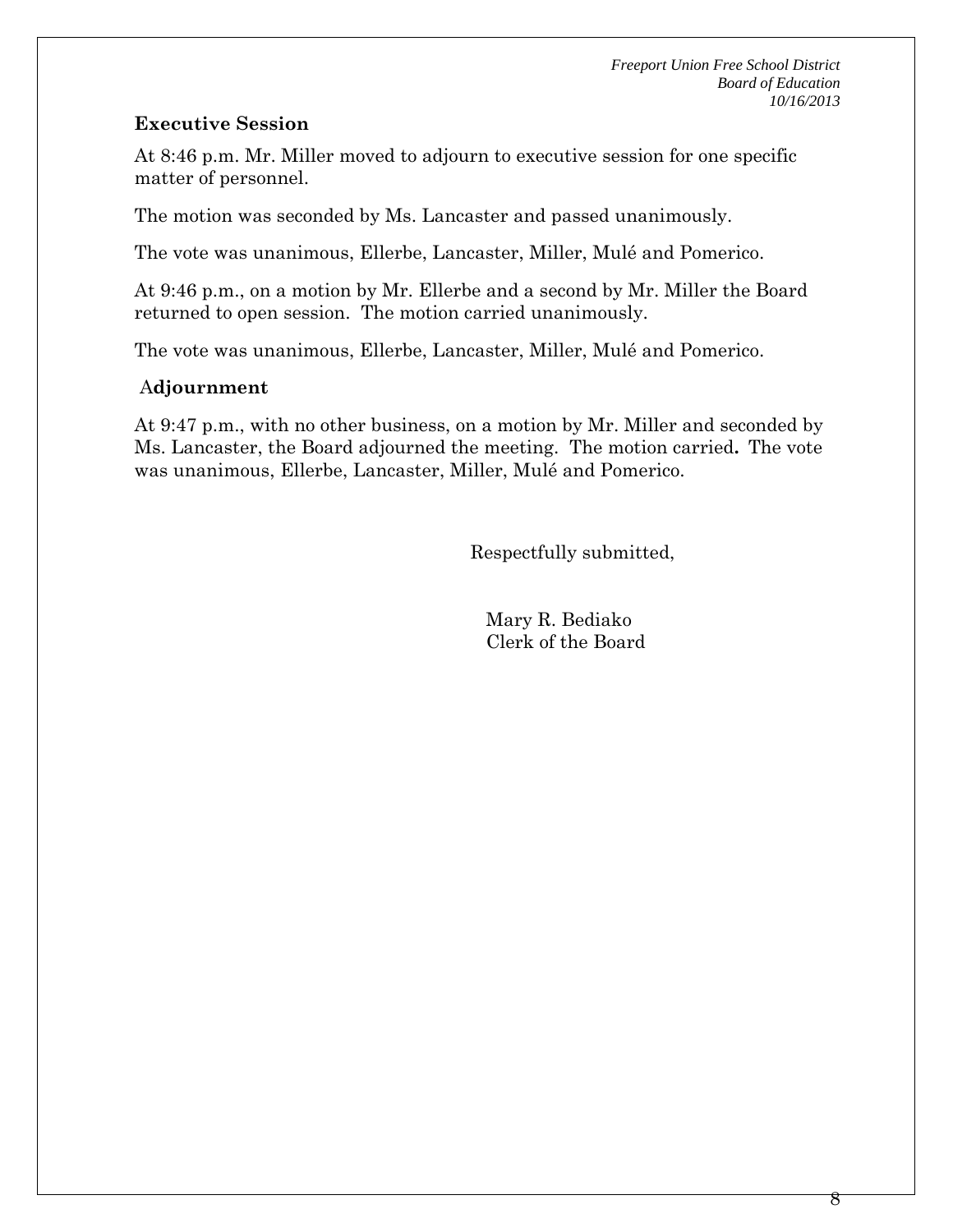**Executive Session**

At 8:46 p.m. Mr. Miller moved to adjourn to executive session for one specific matter of personnel.

The motion was seconded by Ms. Lancaster and passed unanimously.

The vote was unanimous, Ellerbe, Lancaster, Miller, Mulé and Pomerico.

At 9:46 p.m., on a motion by Mr. Ellerbe and a second by Mr. Miller the Board returned to open session. The motion carried unanimously.

The vote was unanimous, Ellerbe, Lancaster, Miller, Mulé and Pomerico.

**Adjournment**

At 9:47 p.m., with no other business, on a motion by Mr. Miller and seconded by Ms. Lancaster, the Board adjourned the meeting. The motion carried**.** The vote was unanimous, Ellerbe, Lancaster, Miller, Mulé and Pomerico.

Respectfully submitted,

Mary R. Bediako
Clerk of the Board